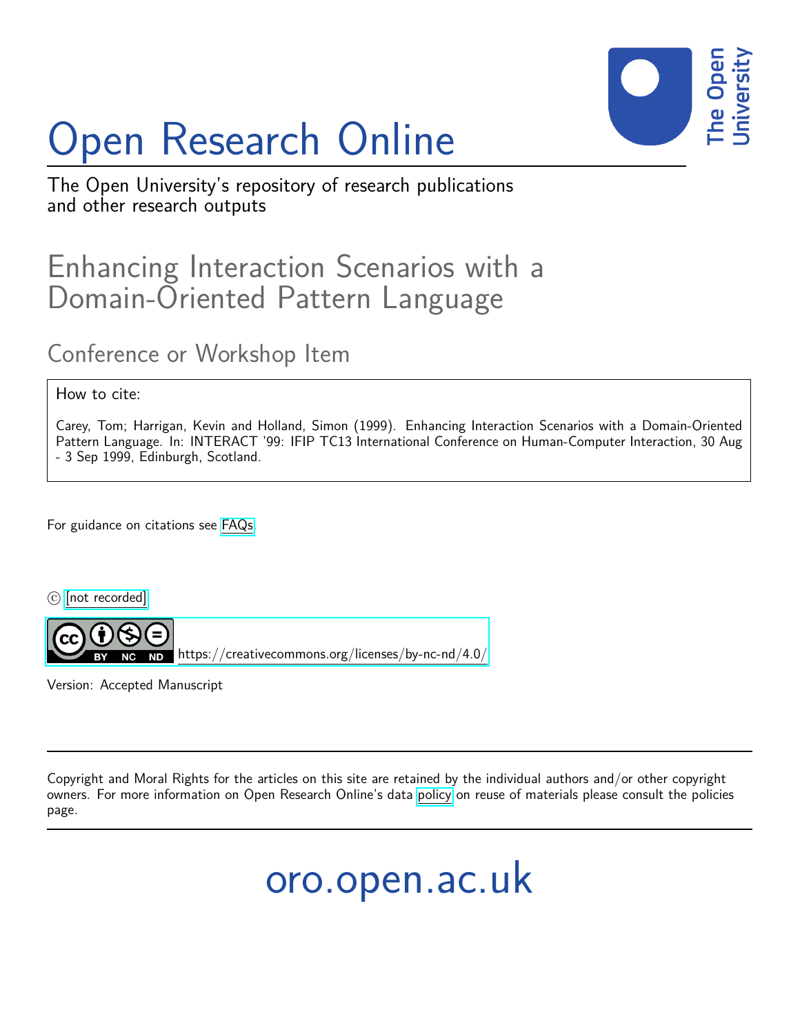# Open Research Online

The Open University's repository of research publications and other research outputs

## Enhancing Interaction Scenarios with a Domain-Oriented Pattern Language

### Conference or Workshop Item

How to cite:

Carey, Tom; Harrigan, Kevin and Holland, Simon (1999). Enhancing Interaction Scenarios with a Domain-Oriented Pattern Language. In: INTERACT '99: IFIP TC13 International Conference on Human-Computer Interaction, 30 Aug - 3 Sep 1999, Edinburgh, Scotland.

For guidance on citations see FAQs.

© [not recorded]

https://creativecommons.org/licenses/by-nc-nd/4.0/

Version: Accepted Manuscript

---

Copyright and Moral Rights for the articles on this site are retained by the individual authors and/or other copyright owners. For more information on Open Research Online's data policy on reuse of materials please consult the policies page.

---

oro.open.ac.uk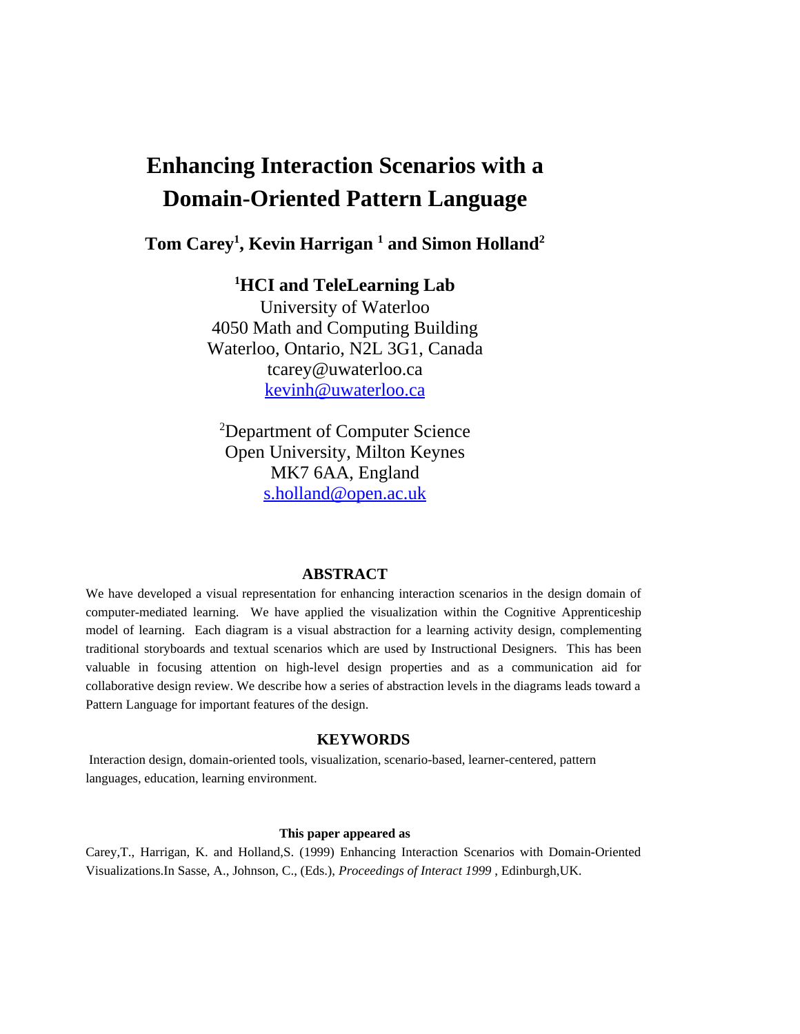# Enhancing Interaction Scenarios with a Domain-Oriented Pattern Language

**Tom Carey[1], Kevin Harrigan [1] and Simon Holland[2]**

**[1]HCI and TeleLearning Lab**
University of Waterloo
4050 Math and Computing Building
Waterloo, Ontario, N2L 3G1, Canada
tcarey@uwaterloo.ca
kevinh@uwaterloo.ca

[2]Department of Computer Science
Open University, Milton Keynes
MK7 6AA, England
s.holland@open.ac.uk

## ABSTRACT

We have developed a visual representation for enhancing interaction scenarios in the design domain of computer-mediated learning. We have applied the visualization within the Cognitive Apprenticeship model of learning. Each diagram is a visual abstraction for a learning activity design, complementing traditional storyboards and textual scenarios which are used by Instructional Designers. This has been valuable in focusing attention on high-level design properties and as a communication aid for collaborative design review. We describe how a series of abstraction levels in the diagrams leads toward a Pattern Language for important features of the design.

## KEYWORDS

Interaction design, domain-oriented tools, visualization, scenario-based, learner-centered, pattern languages, education, learning environment.

**This paper appeared as**

Carey,T., Harrigan, K. and Holland,S. (1999) Enhancing Interaction Scenarios with Domain-Oriented Visualizations.In Sasse, A., Johnson, C., (Eds.), *Proceedings of Interact 1999* , Edinburgh,UK.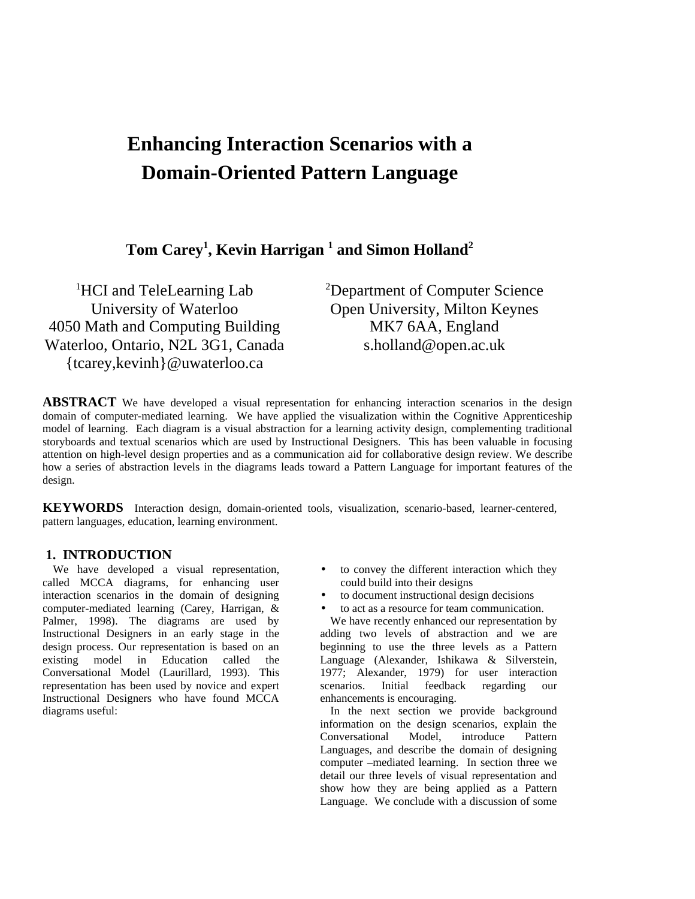# Enhancing Interaction Scenarios with a Domain-Oriented Pattern Language

**Tom Carey[1], Kevin Harrigan [1] and Simon Holland[2]**

[1]HCI and TeleLearning Lab
University of Waterloo
4050 Math and Computing Building
Waterloo, Ontario, N2L 3G1, Canada
{tcarey,kevinh}@uwaterloo.ca

[2]Department of Computer Science
Open University, Milton Keynes
MK7 6AA, England
s.holland@open.ac.uk

**ABSTRACT** We have developed a visual representation for enhancing interaction scenarios in the design domain of computer-mediated learning. We have applied the visualization within the Cognitive Apprenticeship model of learning. Each diagram is a visual abstraction for a learning activity design, complementing traditional storyboards and textual scenarios which are used by Instructional Designers. This has been valuable in focusing attention on high-level design properties and as a communication aid for collaborative design review. We describe how a series of abstraction levels in the diagrams leads toward a Pattern Language for important features of the design.

**KEYWORDS** Interaction design, domain-oriented tools, visualization, scenario-based, learner-centered, pattern languages, education, learning environment.

## 1. INTRODUCTION

We have developed a visual representation, called MCCA diagrams, for enhancing user interaction scenarios in the domain of designing computer-mediated learning (Carey, Harrigan, & Palmer, 1998). The diagrams are used by Instructional Designers in an early stage in the design process. Our representation is based on an existing model in Education called the Conversational Model (Laurillard, 1993). This representation has been used by novice and expert Instructional Designers who have found MCCA diagrams useful:

- to convey the different interaction which they could build into their designs
- to document instructional design decisions
- to act as a resource for team communication.

We have recently enhanced our representation by adding two levels of abstraction and we are beginning to use the three levels as a Pattern Language (Alexander, Ishikawa & Silverstein, 1977; Alexander, 1979) for user interaction scenarios. Initial feedback regarding our enhancements is encouraging.

In the next section we provide background information on the design scenarios, explain the Conversational Model, introduce Pattern Languages, and describe the domain of designing computer –mediated learning. In section three we detail our three levels of visual representation and show how they are being applied as a Pattern Language. We conclude with a discussion of some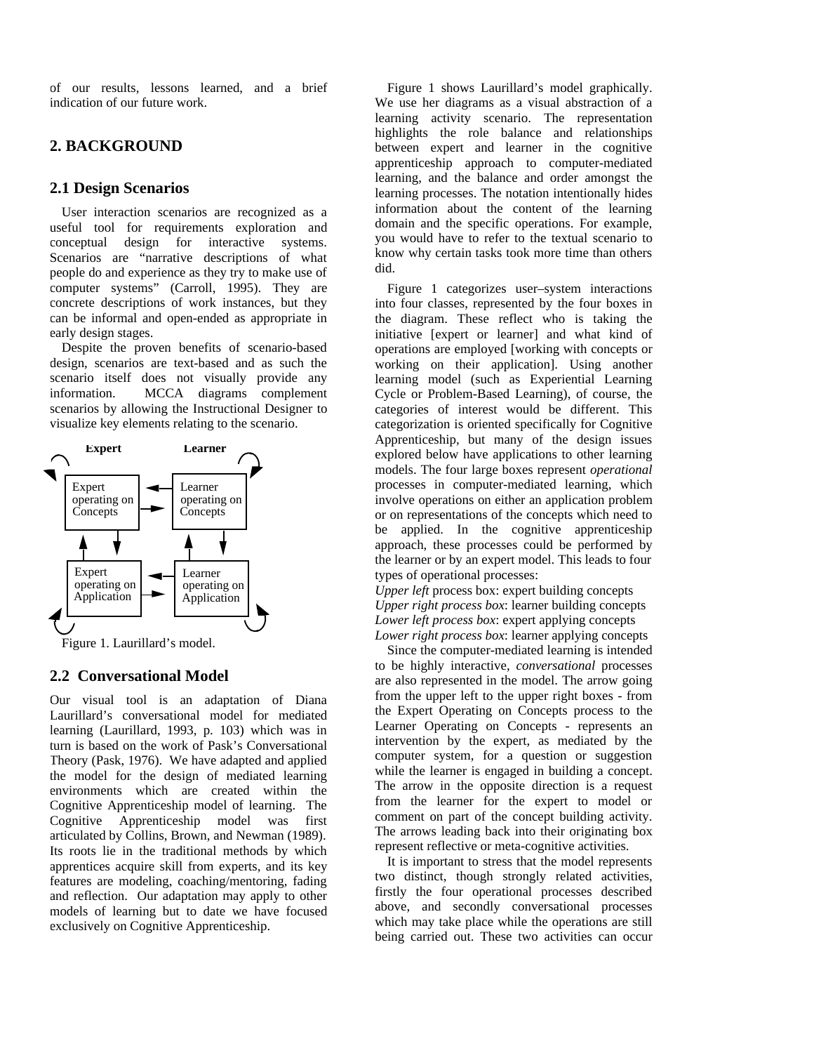of our results, lessons learned, and a brief indication of our future work.

## 2. BACKGROUND

### 2.1 Design Scenarios

User interaction scenarios are recognized as a useful tool for requirements exploration and conceptual design for interactive systems. Scenarios are "narrative descriptions of what people do and experience as they try to make use of computer systems" (Carroll, 1995). They are concrete descriptions of work instances, but they can be informal and open-ended as appropriate in early design stages.

Despite the proven benefits of scenario-based design, scenarios are text-based and as such the scenario itself does not visually provide any information. MCCA diagrams complement scenarios by allowing the Instructional Designer to visualize key elements relating to the scenario.

Figure 1. Laurillard's model.

### 2.2 Conversational Model

Our visual tool is an adaptation of Diana Laurillard's conversational model for mediated learning (Laurillard, 1993, p. 103) which was in turn is based on the work of Pask's Conversational Theory (Pask, 1976). We have adapted and applied the model for the design of mediated learning environments which are created within the Cognitive Apprenticeship model of learning. The Cognitive Apprenticeship model was first articulated by Collins, Brown, and Newman (1989). Its roots lie in the traditional methods by which apprentices acquire skill from experts, and its key features are modeling, coaching/mentoring, fading and reflection. Our adaptation may apply to other models of learning but to date we have focused exclusively on Cognitive Apprenticeship.

Figure 1 shows Laurillard's model graphically. We use her diagrams as a visual abstraction of a learning activity scenario. The representation highlights the role balance and relationships between expert and learner in the cognitive apprenticeship approach to computer-mediated learning, and the balance and order amongst the learning processes. The notation intentionally hides information about the content of the learning domain and the specific operations. For example, you would have to refer to the textual scenario to know why certain tasks took more time than others did.

Figure 1 categorizes user–system interactions into four classes, represented by the four boxes in the diagram. These reflect who is taking the initiative [expert or learner] and what kind of operations are employed [working with concepts or working on their application]. Using another learning model (such as Experiential Learning Cycle or Problem-Based Learning), of course, the categories of interest would be different. This categorization is oriented specifically for Cognitive Apprenticeship, but many of the design issues explored below have applications to other learning models. The four large boxes represent *operational* processes in computer-mediated learning, which involve operations on either an application problem or on representations of the concepts which need to be applied. In the cognitive apprenticeship approach, these processes could be performed by the learner or by an expert model. This leads to four types of operational processes:

*Upper left* process box: expert building concepts
*Upper right process box*: learner building concepts
*Lower left process box*: expert applying concepts
*Lower right process box*: learner applying concepts

Since the computer-mediated learning is intended to be highly interactive, *conversational* processes are also represented in the model. The arrow going from the upper left to the upper right boxes - from the Expert Operating on Concepts process to the Learner Operating on Concepts - represents an intervention by the expert, as mediated by the computer system, for a question or suggestion while the learner is engaged in building a concept. The arrow in the opposite direction is a request from the learner for the expert to model or comment on part of the concept building activity. The arrows leading back into their originating box represent reflective or meta-cognitive activities.

It is important to stress that the model represents two distinct, though strongly related activities, firstly the four operational processes described above, and secondly conversational processes which may take place while the operations are still being carried out. These two activities can occur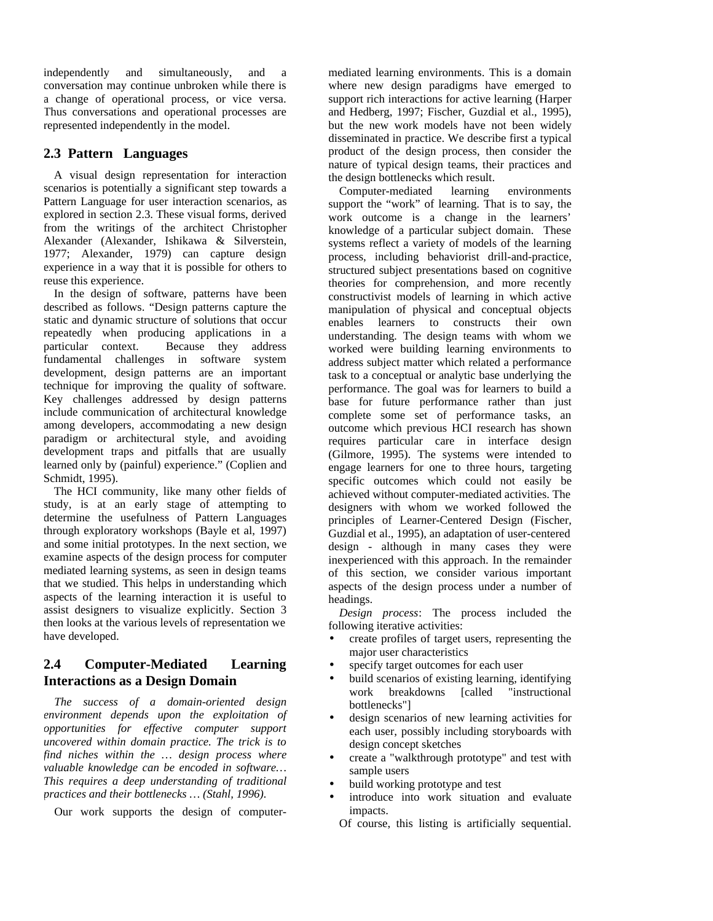independently and simultaneously, and a conversation may continue unbroken while there is a change of operational process, or vice versa. Thus conversations and operational processes are represented independently in the model.

## 2.3 Pattern Languages

A visual design representation for interaction scenarios is potentially a significant step towards a Pattern Language for user interaction scenarios, as explored in section 2.3. These visual forms, derived from the writings of the architect Christopher Alexander (Alexander, Ishikawa & Silverstein, 1977; Alexander, 1979) can capture design experience in a way that it is possible for others to reuse this experience.

In the design of software, patterns have been described as follows. "Design patterns capture the static and dynamic structure of solutions that occur repeatedly when producing applications in a particular context. Because they address fundamental challenges in software system development, design patterns are an important technique for improving the quality of software. Key challenges addressed by design patterns include communication of architectural knowledge among developers, accommodating a new design paradigm or architectural style, and avoiding development traps and pitfalls that are usually learned only by (painful) experience." (Coplien and Schmidt, 1995).

The HCI community, like many other fields of study, is at an early stage of attempting to determine the usefulness of Pattern Languages through exploratory workshops (Bayle et al, 1997) and some initial prototypes. In the next section, we examine aspects of the design process for computer mediated learning systems, as seen in design teams that we studied. This helps in understanding which aspects of the learning interaction it is useful to assist designers to visualize explicitly. Section 3 then looks at the various levels of representation we have developed.

## 2.4 Computer-Mediated Learning Interactions as a Design Domain

*The success of a domain-oriented design environment depends upon the exploitation of opportunities for effective computer support uncovered within domain practice. The trick is to find niches within the … design process where valuable knowledge can be encoded in software… This requires a deep understanding of traditional practices and their bottlenecks … (Stahl, 1996).*

Our work supports the design of computer-mediated learning environments. This is a domain where new design paradigms have emerged to support rich interactions for active learning (Harper and Hedberg, 1997; Fischer, Guzdial et al., 1995), but the new work models have not been widely disseminated in practice. We describe first a typical product of the design process, then consider the nature of typical design teams, their practices and the design bottlenecks which result.

Computer-mediated learning environments support the "work" of learning. That is to say, the work outcome is a change in the learners' knowledge of a particular subject domain. These systems reflect a variety of models of the learning process, including behaviorist drill-and-practice, structured subject presentations based on cognitive theories for comprehension, and more recently constructivist models of learning in which active manipulation of physical and conceptual objects enables learners to constructs their own understanding. The design teams with whom we worked were building learning environments to address subject matter which related a performance task to a conceptual or analytic base underlying the performance. The goal was for learners to build a base for future performance rather than just complete some set of performance tasks, an outcome which previous HCI research has shown requires particular care in interface design (Gilmore, 1995). The systems were intended to engage learners for one to three hours, targeting specific outcomes which could not easily be achieved without computer-mediated activities. The designers with whom we worked followed the principles of Learner-Centered Design (Fischer, Guzdial et al., 1995), an adaptation of user-centered design - although in many cases they were inexperienced with this approach. In the remainder of this section, we consider various important aspects of the design process under a number of headings.

*Design process*: The process included the following iterative activities:

- create profiles of target users, representing the major user characteristics
- specify target outcomes for each user
- build scenarios of existing learning, identifying work breakdowns [called "instructional bottlenecks"]
- design scenarios of new learning activities for each user, possibly including storyboards with design concept sketches
- create a "walkthrough prototype" and test with sample users
- build working prototype and test
- introduce into work situation and evaluate impacts.

Of course, this listing is artificially sequential.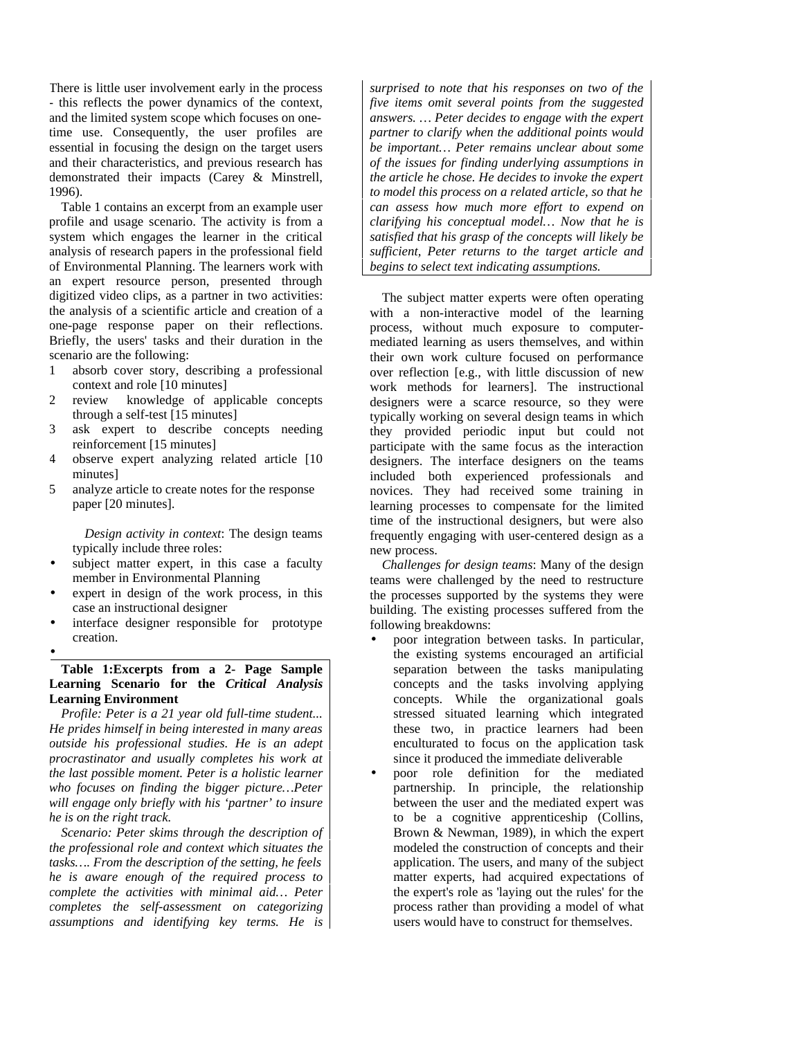There is little user involvement early in the process - this reflects the power dynamics of the context, and the limited system scope which focuses on one-time use. Consequently, the user profiles are essential in focusing the design on the target users and their characteristics, and previous research has demonstrated their impacts (Carey & Minstrell, 1996).

Table 1 contains an excerpt from an example user profile and usage scenario. The activity is from a system which engages the learner in the critical analysis of research papers in the professional field of Environmental Planning. The learners work with an expert resource person, presented through digitized video clips, as a partner in two activities: the analysis of a scientific article and creation of a one-page response paper on their reflections. Briefly, the users' tasks and their duration in the scenario are the following:

1. absorb cover story, describing a professional context and role [10 minutes]
2. review knowledge of applicable concepts through a self-test [15 minutes]
3. ask expert to describe concepts needing reinforcement [15 minutes]
4. observe expert analyzing related article [10 minutes]
5. analyze article to create notes for the response paper [20 minutes].

*Design activity in context*: The design teams typically include three roles:

- subject matter expert, in this case a faculty member in Environmental Planning
- expert in design of the work process, in this case an instructional designer
- interface designer responsible for prototype creation.

**Table 1:Excerpts from a 2- Page Sample Learning Scenario for the *Critical Analysis* Learning Environment**

*Profile: Peter is a 21 year old full-time student... He prides himself in being interested in many areas outside his professional studies. He is an adept procrastinator and usually completes his work at the last possible moment. Peter is a holistic learner who focuses on finding the bigger picture…Peter will engage only briefly with his 'partner' to insure he is on the right track.*

*Scenario: Peter skims through the description of the professional role and context which situates the tasks…. From the description of the setting, he feels he is aware enough of the required process to complete the activities with minimal aid… Peter completes the self-assessment on categorizing assumptions and identifying key terms. He is surprised to note that his responses on two of the five items omit several points from the suggested answers. … Peter decides to engage with the expert partner to clarify when the additional points would be important… Peter remains unclear about some of the issues for finding underlying assumptions in the article he chose. He decides to invoke the expert to model this process on a related article, so that he can assess how much more effort to expend on clarifying his conceptual model… Now that he is satisfied that his grasp of the concepts will likely be sufficient, Peter returns to the target article and begins to select text indicating assumptions.*

The subject matter experts were often operating with a non-interactive model of the learning process, without much exposure to computer-mediated learning as users themselves, and within their own work culture focused on performance over reflection [e.g., with little discussion of new work methods for learners]. The instructional designers were a scarce resource, so they were typically working on several design teams in which they provided periodic input but could not participate with the same focus as the interaction designers. The interface designers on the teams included both experienced professionals and novices. They had received some training in learning processes to compensate for the limited time of the instructional designers, but were also frequently engaging with user-centered design as a new process.

*Challenges for design teams*: Many of the design teams were challenged by the need to restructure the processes supported by the systems they were building. The existing processes suffered from the following breakdowns:

- poor integration between tasks. In particular, the existing systems encouraged an artificial separation between the tasks manipulating concepts and the tasks involving applying concepts. While the organizational goals stressed situated learning which integrated these two, in practice learners had been enculturated to focus on the application task since it produced the immediate deliverable
- poor role definition for the mediated partnership. In principle, the relationship between the user and the mediated expert was to be a cognitive apprenticeship (Collins, Brown & Newman, 1989), in which the expert modeled the construction of concepts and their application. The users, and many of the subject matter experts, had acquired expectations of the expert's role as 'laying out the rules' for the process rather than providing a model of what users would have to construct for themselves.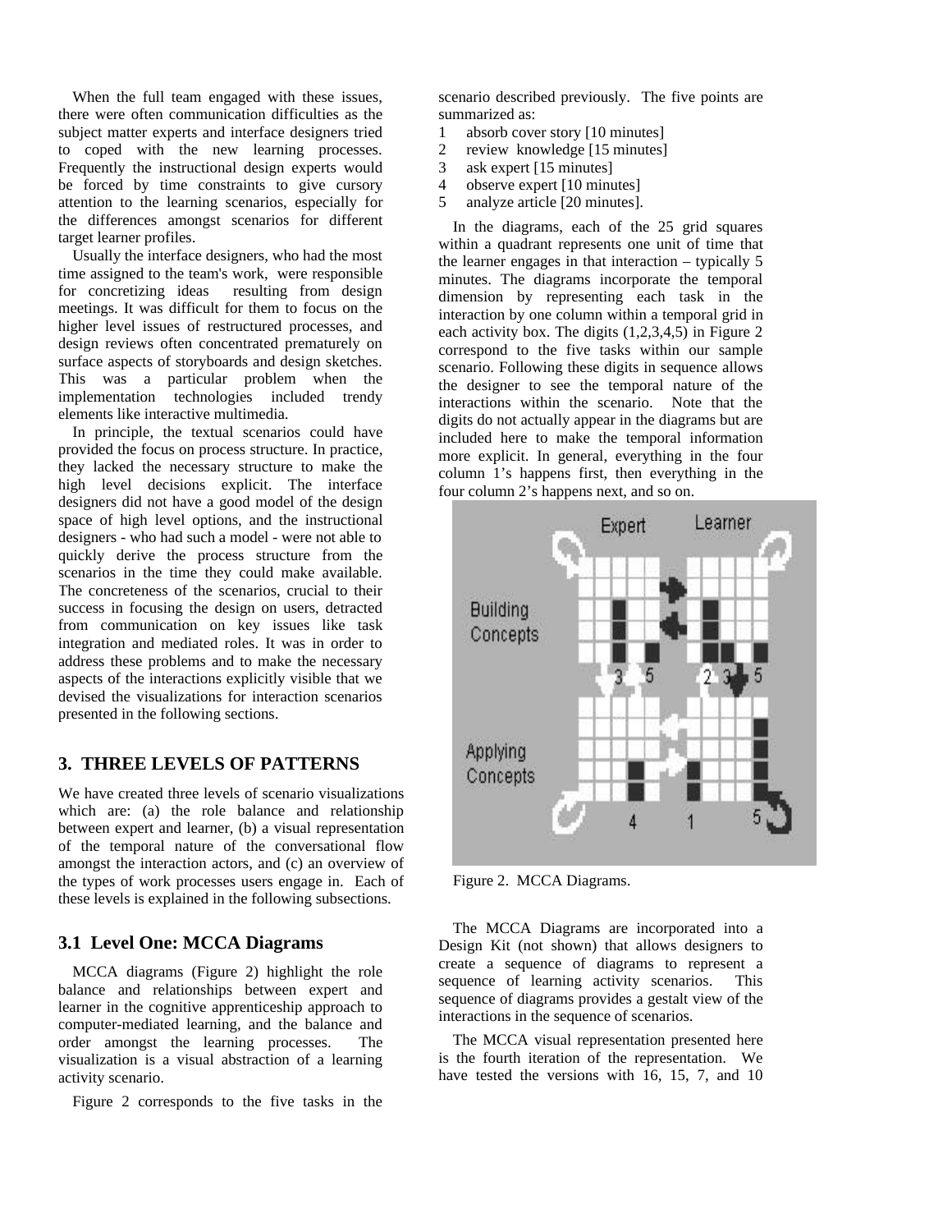When the full team engaged with these issues, there were often communication difficulties as the subject matter experts and interface designers tried to coped with the new learning processes. Frequently the instructional design experts would be forced by time constraints to give cursory attention to the learning scenarios, especially for the differences amongst scenarios for different target learner profiles.

Usually the interface designers, who had the most time assigned to the team's work, were responsible for concretizing ideas resulting from design meetings. It was difficult for them to focus on the higher level issues of restructured processes, and design reviews often concentrated prematurely on surface aspects of storyboards and design sketches. This was a particular problem when the implementation technologies included trendy elements like interactive multimedia.

In principle, the textual scenarios could have provided the focus on process structure. In practice, they lacked the necessary structure to make the high level decisions explicit. The interface designers did not have a good model of the design space of high level options, and the instructional designers - who had such a model - were not able to quickly derive the process structure from the scenarios in the time they could make available. The concreteness of the scenarios, crucial to their success in focusing the design on users, detracted from communication on key issues like task integration and mediated roles. It was in order to address these problems and to make the necessary aspects of the interactions explicitly visible that we devised the visualizations for interaction scenarios presented in the following sections.

## 3. THREE LEVELS OF PATTERNS

We have created three levels of scenario visualizations which are: (a) the role balance and relationship between expert and learner, (b) a visual representation of the temporal nature of the conversational flow amongst the interaction actors, and (c) an overview of the types of work processes users engage in. Each of these levels is explained in the following subsections.

### 3.1 Level One: MCCA Diagrams

MCCA diagrams (Figure 2) highlight the role balance and relationships between expert and learner in the cognitive apprenticeship approach to computer-mediated learning, and the balance and order amongst the learning processes. The visualization is a visual abstraction of a learning activity scenario.

Figure 2 corresponds to the five tasks in the scenario described previously. The five points are summarized as:

1 absorb cover story [10 minutes]
2 review knowledge [15 minutes]
3 ask expert [15 minutes]
4 observe expert [10 minutes]
5 analyze article [20 minutes].

In the diagrams, each of the 25 grid squares within a quadrant represents one unit of time that the learner engages in that interaction – typically 5 minutes. The diagrams incorporate the temporal dimension by representing each task in the interaction by one column within a temporal grid in each activity box. The digits (1,2,3,4,5) in Figure 2 correspond to the five tasks within our sample scenario. Following these digits in sequence allows the designer to see the temporal nature of the interactions within the scenario. Note that the digits do not actually appear in the diagrams but are included here to make the temporal information more explicit. In general, everything in the four column 1's happens first, then everything in the four column 2's happens next, and so on.

Figure 2. MCCA Diagrams.

The MCCA Diagrams are incorporated into a Design Kit (not shown) that allows designers to create a sequence of diagrams to represent a sequence of learning activity scenarios. This sequence of diagrams provides a gestalt view of the interactions in the sequence of scenarios.

The MCCA visual representation presented here is the fourth iteration of the representation. We have tested the versions with 16, 15, 7, and 10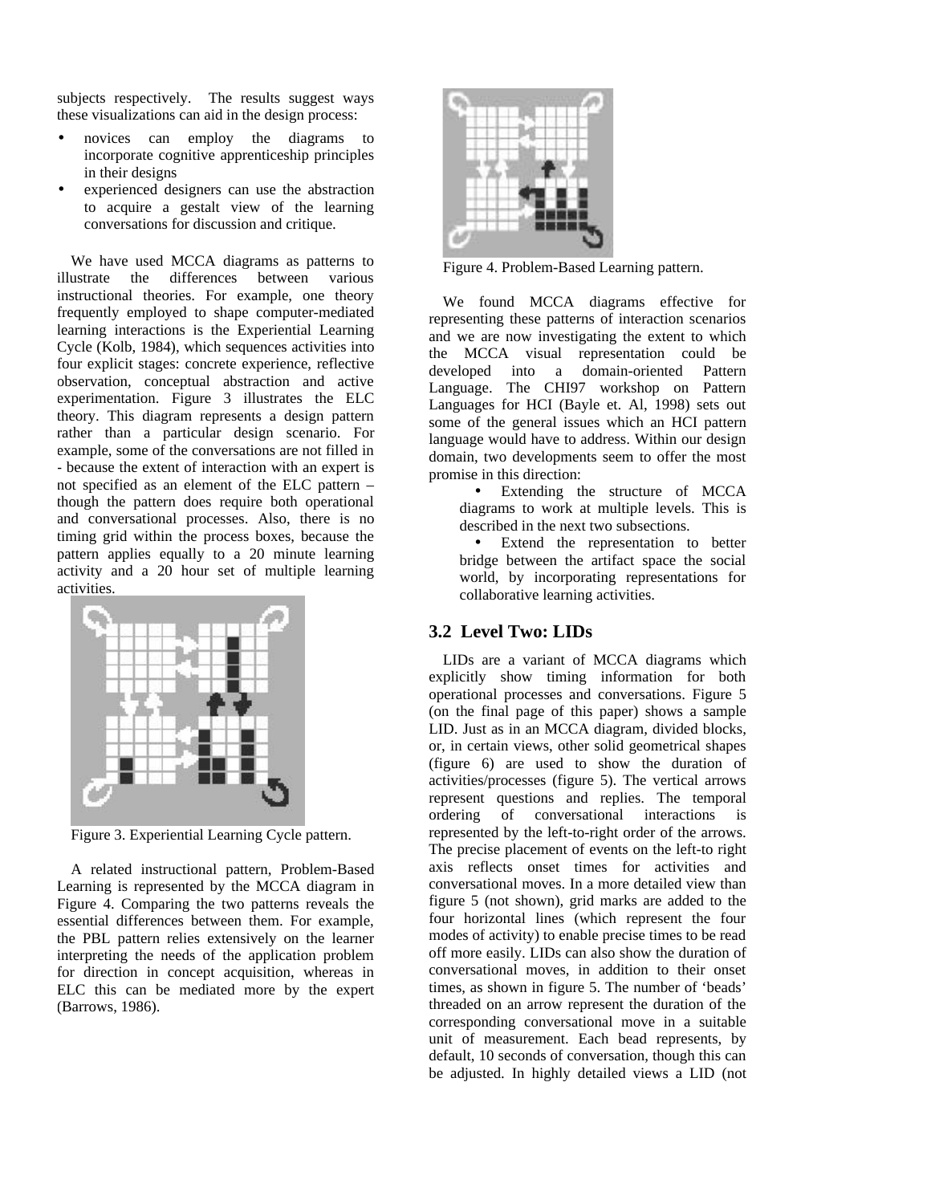subjects respectively. The results suggest ways these visualizations can aid in the design process:

- novices can employ the diagrams to incorporate cognitive apprenticeship principles in their designs
- experienced designers can use the abstraction to acquire a gestalt view of the learning conversations for discussion and critique.

We have used MCCA diagrams as patterns to illustrate the differences between various instructional theories. For example, one theory frequently employed to shape computer-mediated learning interactions is the Experiential Learning Cycle (Kolb, 1984), which sequences activities into four explicit stages: concrete experience, reflective observation, conceptual abstraction and active experimentation. Figure 3 illustrates the ELC theory. This diagram represents a design pattern rather than a particular design scenario. For example, some of the conversations are not filled in - because the extent of interaction with an expert is not specified as an element of the ELC pattern – though the pattern does require both operational and conversational processes. Also, there is no timing grid within the process boxes, because the pattern applies equally to a 20 minute learning activity and a 20 hour set of multiple learning activities.

Figure 3. Experiential Learning Cycle pattern.

A related instructional pattern, Problem-Based Learning is represented by the MCCA diagram in Figure 4. Comparing the two patterns reveals the essential differences between them. For example, the PBL pattern relies extensively on the learner interpreting the needs of the application problem for direction in concept acquisition, whereas in ELC this can be mediated more by the expert (Barrows, 1986).

Figure 4. Problem-Based Learning pattern.

We found MCCA diagrams effective for representing these patterns of interaction scenarios and we are now investigating the extent to which the MCCA visual representation could be developed into a domain-oriented Pattern Language. The CHI97 workshop on Pattern Languages for HCI (Bayle et. Al, 1998) sets out some of the general issues which an HCI pattern language would have to address. Within our design domain, two developments seem to offer the most promise in this direction:

- Extending the structure of MCCA diagrams to work at multiple levels. This is described in the next two subsections.
- Extend the representation to better bridge between the artifact space the social world, by incorporating representations for collaborative learning activities.

## 3.2 Level Two: LIDs

LIDs are a variant of MCCA diagrams which explicitly show timing information for both operational processes and conversations. Figure 5 (on the final page of this paper) shows a sample LID. Just as in an MCCA diagram, divided blocks, or, in certain views, other solid geometrical shapes (figure 6) are used to show the duration of activities/processes (figure 5). The vertical arrows represent questions and replies. The temporal ordering of conversational interactions is represented by the left-to-right order of the arrows. The precise placement of events on the left-to right axis reflects onset times for activities and conversational moves. In a more detailed view than figure 5 (not shown), grid marks are added to the four horizontal lines (which represent the four modes of activity) to enable precise times to be read off more easily. LIDs can also show the duration of conversational moves, in addition to their onset times, as shown in figure 5. The number of 'beads' threaded on an arrow represent the duration of the corresponding conversational move in a suitable unit of measurement. Each bead represents, by default, 10 seconds of conversation, though this can be adjusted. In highly detailed views a LID (not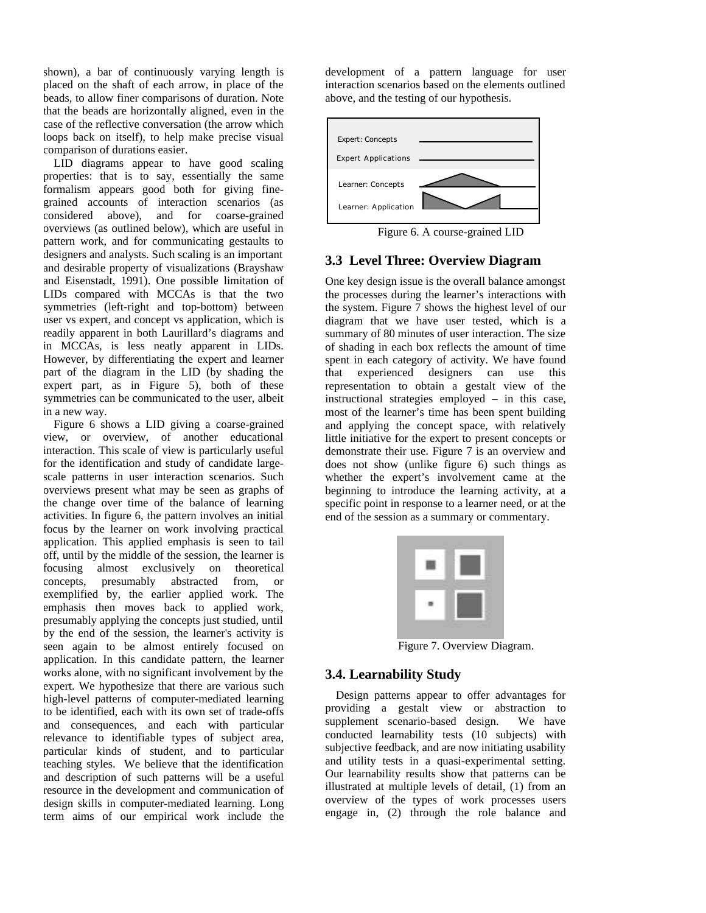shown), a bar of continuously varying length is placed on the shaft of each arrow, in place of the beads, to allow finer comparisons of duration. Note that the beads are horizontally aligned, even in the case of the reflective conversation (the arrow which loops back on itself), to help make precise visual comparison of durations easier.

LID diagrams appear to have good scaling properties: that is to say, essentially the same formalism appears good both for giving fine-grained accounts of interaction scenarios (as considered above), and for coarse-grained overviews (as outlined below), which are useful in pattern work, and for communicating gestaults to designers and analysts. Such scaling is an important and desirable property of visualizations (Brayshaw and Eisenstadt, 1991). One possible limitation of LIDs compared with MCCAs is that the two symmetries (left-right and top-bottom) between user vs expert, and concept vs application, which is readily apparent in both Laurillard's diagrams and in MCCAs, is less neatly apparent in LIDs. However, by differentiating the expert and learner part of the diagram in the LID (by shading the expert part, as in Figure 5), both of these symmetries can be communicated to the user, albeit in a new way.

Figure 6 shows a LID giving a coarse-grained view, or overview, of another educational interaction. This scale of view is particularly useful for the identification and study of candidate large-scale patterns in user interaction scenarios. Such overviews present what may be seen as graphs of the change over time of the balance of learning activities. In figure 6, the pattern involves an initial focus by the learner on work involving practical application. This applied emphasis is seen to tail off, until by the middle of the session, the learner is focusing almost exclusively on theoretical concepts, presumably abstracted from, or exemplified by, the earlier applied work. The emphasis then moves back to applied work, presumably applying the concepts just studied, until by the end of the session, the learner's activity is seen again to be almost entirely focused on application. In this candidate pattern, the learner works alone, with no significant involvement by the expert. We hypothesize that there are various such high-level patterns of computer-mediated learning to be identified, each with its own set of trade-offs and consequences, and each with particular relevance to identifiable types of subject area, particular kinds of student, and to particular teaching styles. We believe that the identification and description of such patterns will be a useful resource in the development and communication of design skills in computer-mediated learning. Long term aims of our empirical work include the development of a pattern language for user interaction scenarios based on the elements outlined above, and the testing of our hypothesis.

Expert: Concepts
Expert Applications
Learner: Concepts
Learner: Application

Figure 6. A course-grained LID

## 3.3 Level Three: Overview Diagram

One key design issue is the overall balance amongst the processes during the learner's interactions with the system. Figure 7 shows the highest level of our diagram that we have user tested, which is a summary of 80 minutes of user interaction. The size of shading in each box reflects the amount of time spent in each category of activity. We have found that experienced designers can use this representation to obtain a gestalt view of the instructional strategies employed – in this case, most of the learner's time has been spent building and applying the concept space, with relatively little initiative for the expert to present concepts or demonstrate their use. Figure 7 is an overview and does not show (unlike figure 6) such things as whether the expert's involvement came at the beginning to introduce the learning activity, at a specific point in response to a learner need, or at the end of the session as a summary or commentary.

Figure 7. Overview Diagram.

## 3.4. Learnability Study

Design patterns appear to offer advantages for providing a gestalt view or abstraction to supplement scenario-based design. We have conducted learnability tests (10 subjects) with subjective feedback, and are now initiating usability and utility tests in a quasi-experimental setting. Our learnability results show that patterns can be illustrated at multiple levels of detail, (1) from an overview of the types of work processes users engage in, (2) through the role balance and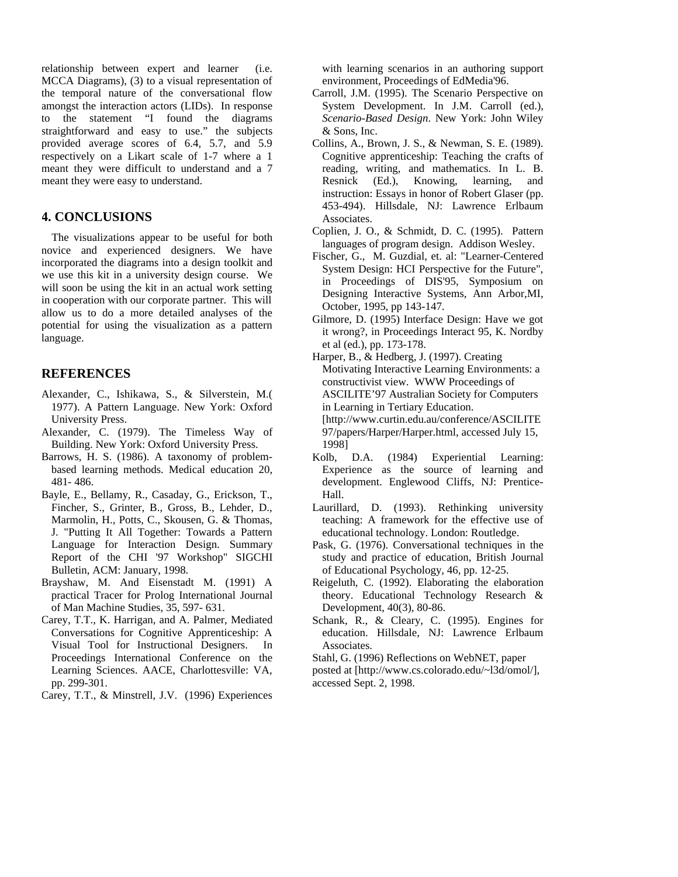relationship between expert and learner (i.e. MCCA Diagrams), (3) to a visual representation of the temporal nature of the conversational flow amongst the interaction actors (LIDs). In response to the statement "I found the diagrams straightforward and easy to use." the subjects provided average scores of 6.4, 5.7, and 5.9 respectively on a Likart scale of 1-7 where a 1 meant they were difficult to understand and a 7 meant they were easy to understand.

## 4. CONCLUSIONS

The visualizations appear to be useful for both novice and experienced designers. We have incorporated the diagrams into a design toolkit and we use this kit in a university design course. We will soon be using the kit in an actual work setting in cooperation with our corporate partner. This will allow us to do a more detailed analyses of the potential for using the visualization as a pattern language.

## REFERENCES

Alexander, C., Ishikawa, S., & Silverstein, M.( 1977). A Pattern Language. New York: Oxford University Press.

Alexander, C. (1979). The Timeless Way of Building. New York: Oxford University Press.

Barrows, H. S. (1986). A taxonomy of problem-based learning methods. Medical education 20, 481- 486.

Bayle, E., Bellamy, R., Casaday, G., Erickson, T., Fincher, S., Grinter, B., Gross, B., Lehder, D., Marmolin, H., Potts, C., Skousen, G. & Thomas, J. "Putting It All Together: Towards a Pattern Language for Interaction Design. Summary Report of the CHI '97 Workshop" SIGCHI Bulletin, ACM: January, 1998.

Brayshaw, M. And Eisenstadt M. (1991) A practical Tracer for Prolog International Journal of Man Machine Studies, 35, 597- 631.

Carey, T.T., K. Harrigan, and A. Palmer, Mediated Conversations for Cognitive Apprenticeship: A Visual Tool for Instructional Designers. In Proceedings International Conference on the Learning Sciences. AACE, Charlottesville: VA, pp. 299-301.

Carey, T.T., & Minstrell, J.V. (1996) Experiences with learning scenarios in an authoring support environment, Proceedings of EdMedia'96.

Carroll, J.M. (1995). The Scenario Perspective on System Development. In J.M. Carroll (ed.), *Scenario-Based Design*. New York: John Wiley & Sons, Inc.

Collins, A., Brown, J. S., & Newman, S. E. (1989). Cognitive apprenticeship: Teaching the crafts of reading, writing, and mathematics. In L. B. Resnick (Ed.), Knowing, learning, and instruction: Essays in honor of Robert Glaser (pp. 453-494). Hillsdale, NJ: Lawrence Erlbaum Associates.

Coplien, J. O., & Schmidt, D. C. (1995). Pattern languages of program design. Addison Wesley.

Fischer, G., M. Guzdial, et. al: "Learner-Centered System Design: HCI Perspective for the Future", in Proceedings of DIS'95, Symposium on Designing Interactive Systems, Ann Arbor,MI, October, 1995, pp 143-147.

Gilmore, D. (1995) Interface Design: Have we got it wrong?, in Proceedings Interact 95, K. Nordby et al (ed.), pp. 173-178.

Harper, B., & Hedberg, J. (1997). Creating Motivating Interactive Learning Environments: a constructivist view. WWW Proceedings of ASCILITE'97 Australian Society for Computers in Learning in Tertiary Education. [http://www.curtin.edu.au/conference/ASCILITE97/papers/Harper/Harper.html, accessed July 15, 1998]

Kolb, D.A. (1984) Experiential Learning: Experience as the source of learning and development. Englewood Cliffs, NJ: Prentice-Hall.

Laurillard, D. (1993). Rethinking university teaching: A framework for the effective use of educational technology. London: Routledge.

Pask, G. (1976). Conversational techniques in the study and practice of education, British Journal of Educational Psychology, 46, pp. 12-25.

Reigeluth, C. (1992). Elaborating the elaboration theory. Educational Technology Research & Development, 40(3), 80-86.

Schank, R., & Cleary, C. (1995). Engines for education. Hillsdale, NJ: Lawrence Erlbaum Associates.

Stahl, G. (1996) Reflections on WebNET, paper posted at [http://www.cs.colorado.edu/~l3d/omol/], accessed Sept. 2, 1998.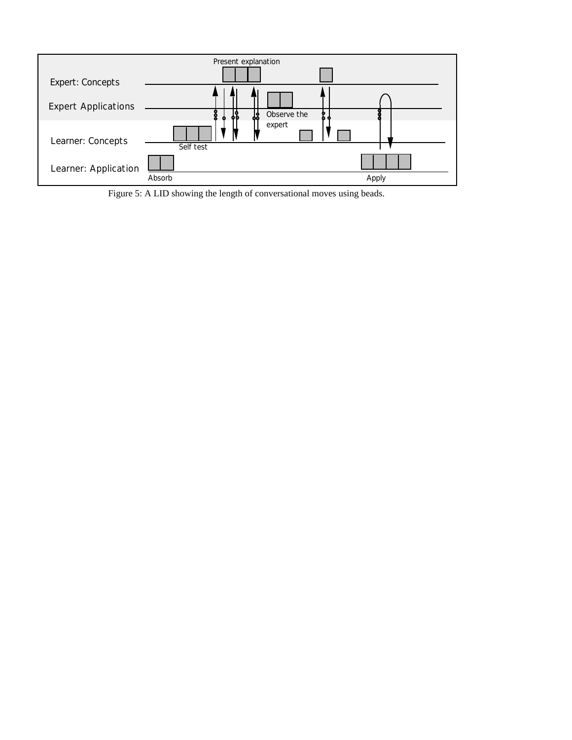Present explanation

Expert: Concepts

Expert Applications

Observe the expert

Learner: Concepts

Self test

Learner: Application

Absorb

Apply

Figure 5: A LID showing the length of conversational moves using beads.